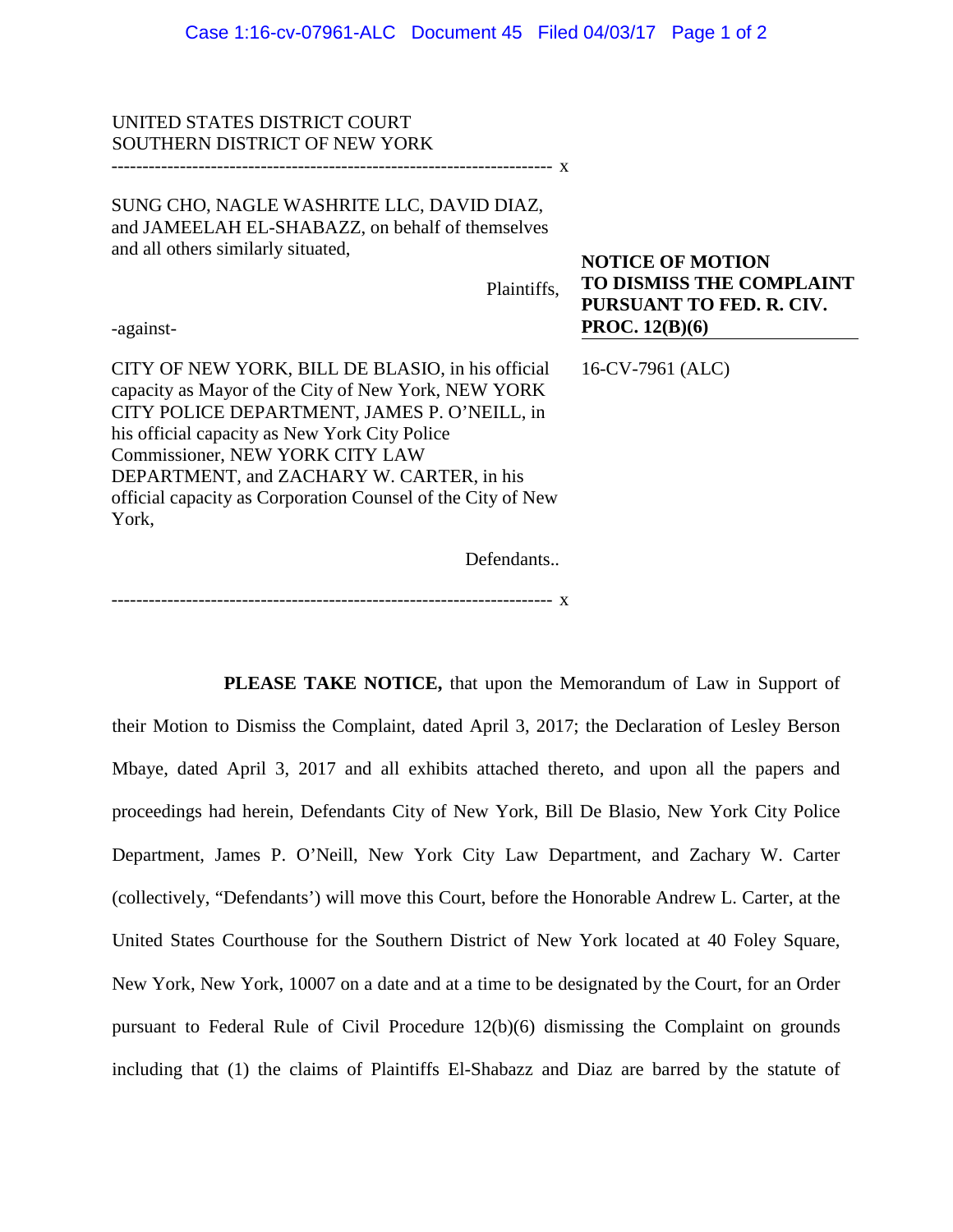UNITED STATES DISTRICT COURT
SOUTHERN DISTRICT OF NEW YORK

---------------------------------------------------------------------- x

SUNG CHO, NAGLE WASHRITE LLC, DAVID DIAZ, and JAMEELAH EL-SHABAZZ, on behalf of themselves and all others similarly situated,

Plaintiffs,

-against-

CITY OF NEW YORK, BILL DE BLASIO, in his official capacity as Mayor of the City of New York, NEW YORK CITY POLICE DEPARTMENT, JAMES P. O'NEILL, in his official capacity as New York City Police Commissioner, NEW YORK CITY LAW DEPARTMENT, and ZACHARY W. CARTER, in his official capacity as Corporation Counsel of the City of New York,

Defendants..

---------------------------------------------------------------------- x

**NOTICE OF MOTION TO DISMISS THE COMPLAINT PURSUANT TO FED. R. CIV. PROC. 12(B)(6)**

16-CV-7961 (ALC)

**PLEASE TAKE NOTICE,** that upon the Memorandum of Law in Support of their Motion to Dismiss the Complaint, dated April 3, 2017; the Declaration of Lesley Berson Mbaye, dated April 3, 2017 and all exhibits attached thereto, and upon all the papers and proceedings had herein, Defendants City of New York, Bill De Blasio, New York City Police Department, James P. O'Neill, New York City Law Department, and Zachary W. Carter (collectively, "Defendants') will move this Court, before the Honorable Andrew L. Carter, at the United States Courthouse for the Southern District of New York located at 40 Foley Square, New York, New York, 10007 on a date and at a time to be designated by the Court, for an Order pursuant to Federal Rule of Civil Procedure 12(b)(6) dismissing the Complaint on grounds including that (1) the claims of Plaintiffs El-Shabazz and Diaz are barred by the statute of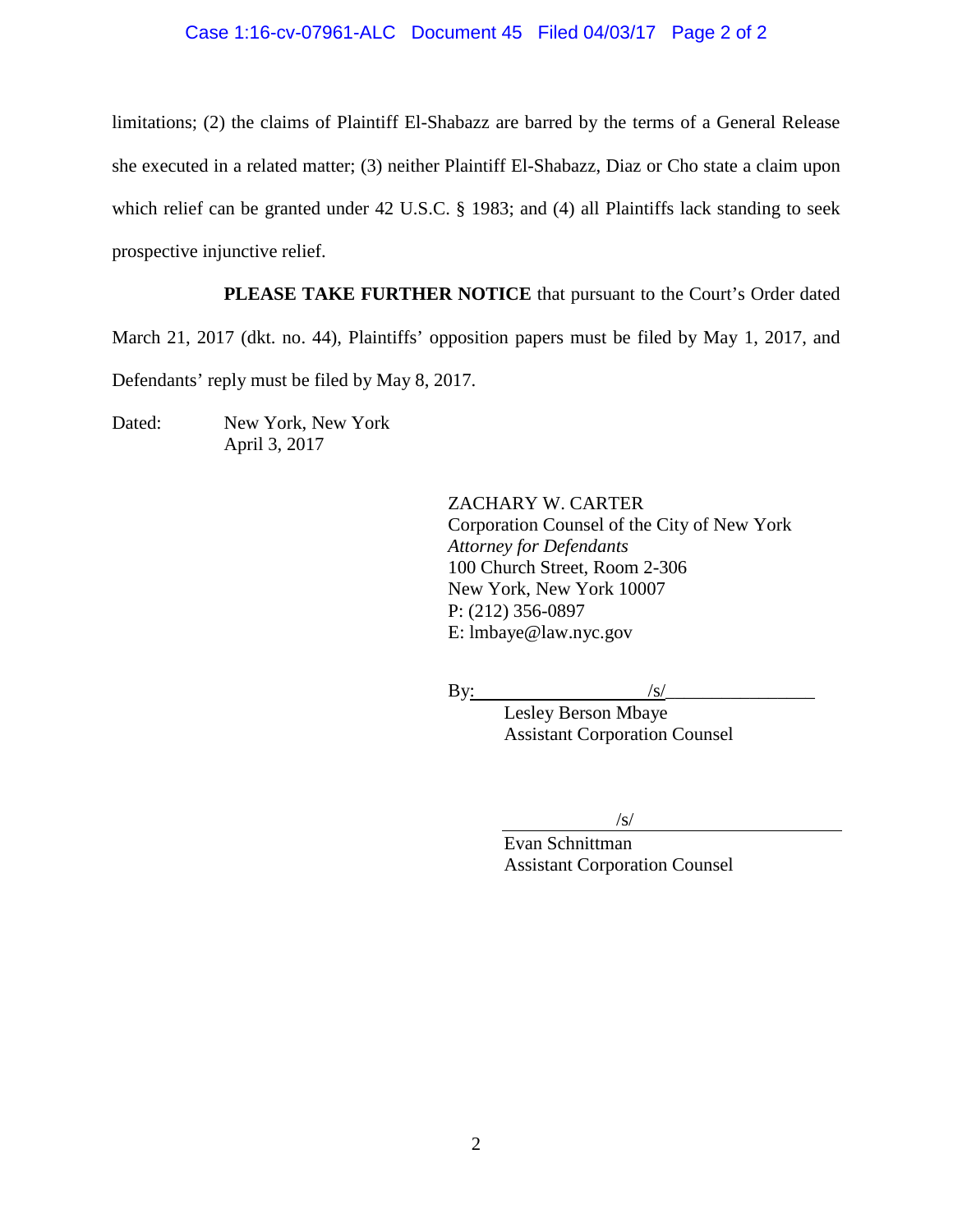limitations; (2) the claims of Plaintiff El-Shabazz are barred by the terms of a General Release she executed in a related matter; (3) neither Plaintiff El-Shabazz, Diaz or Cho state a claim upon which relief can be granted under 42 U.S.C. § 1983; and (4) all Plaintiffs lack standing to seek prospective injunctive relief.

**PLEASE TAKE FURTHER NOTICE** that pursuant to the Court's Order dated March 21, 2017 (dkt. no. 44), Plaintiffs' opposition papers must be filed by May 1, 2017, and Defendants' reply must be filed by May 8, 2017.

Dated: New York, New York
April 3, 2017

ZACHARY W. CARTER
Corporation Counsel of the City of New York
*Attorney for Defendants*
100 Church Street, Room 2-306
New York, New York 10007
P: (212) 356-0897
E: lmbaye@law.nyc.gov

By: /s/
Lesley Berson Mbaye
Assistant Corporation Counsel

/s/
Evan Schnittman
Assistant Corporation Counsel